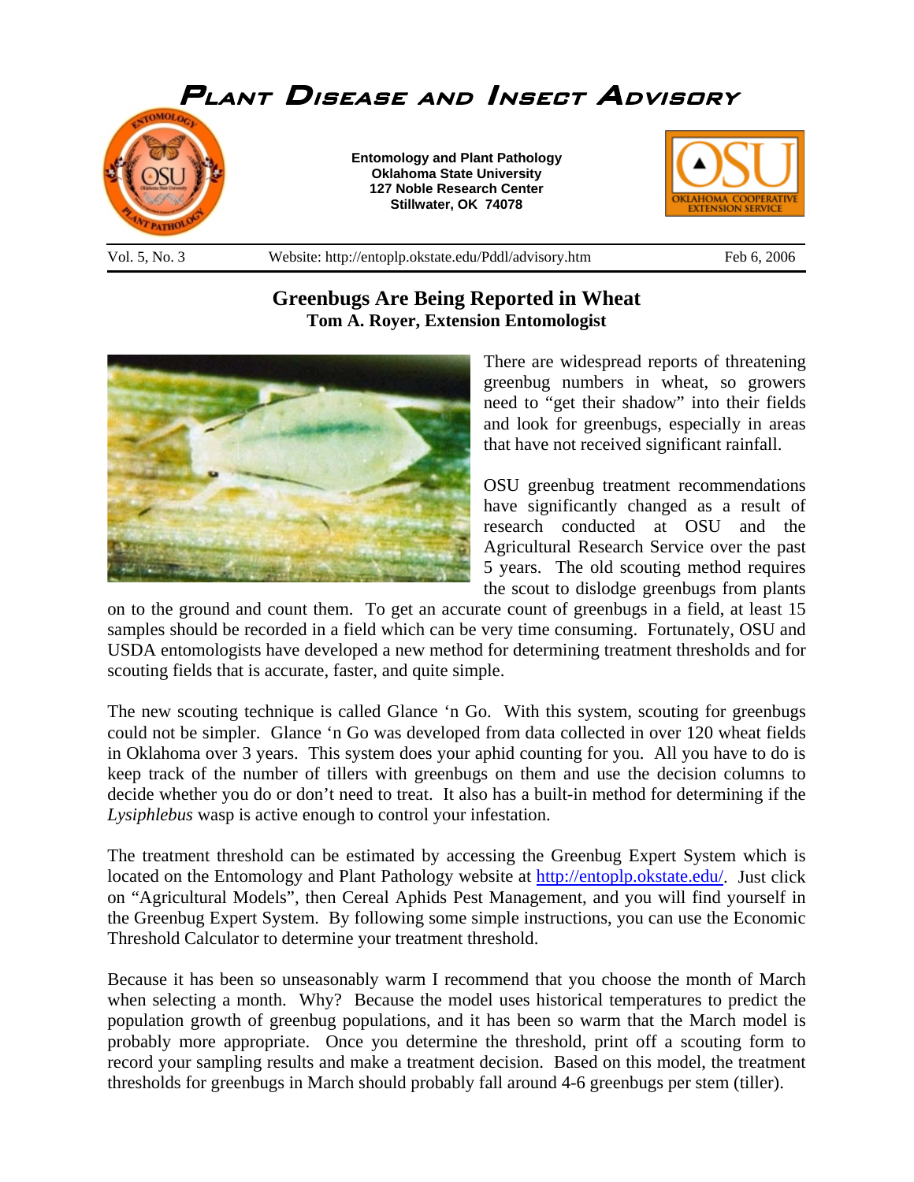# Plant Disease and Insect Advisory

**Entomology and Plant Pathology**
**Oklahoma State University**
**127 Noble Research Center**
**Stillwater, OK 74078**

Vol. 5, No. 3 | Website: http://entoplp.okstate.edu/Pddl/advisory.htm | Feb 6, 2006

## Greenbugs Are Being Reported in Wheat

**Tom A. Royer, Extension Entomologist**

There are widespread reports of threatening greenbug numbers in wheat, so growers need to "get their shadow" into their fields and look for greenbugs, especially in areas that have not received significant rainfall.

OSU greenbug treatment recommendations have significantly changed as a result of research conducted at OSU and the Agricultural Research Service over the past 5 years. The old scouting method requires the scout to dislodge greenbugs from plants on to the ground and count them. To get an accurate count of greenbugs in a field, at least 15 samples should be recorded in a field which can be very time consuming. Fortunately, OSU and USDA entomologists have developed a new method for determining treatment thresholds and for scouting fields that is accurate, faster, and quite simple.

The new scouting technique is called Glance 'n Go. With this system, scouting for greenbugs could not be simpler. Glance 'n Go was developed from data collected in over 120 wheat fields in Oklahoma over 3 years. This system does your aphid counting for you. All you have to do is keep track of the number of tillers with greenbugs on them and use the decision columns to decide whether you do or don't need to treat. It also has a built-in method for determining if the *Lysiphlebus* wasp is active enough to control your infestation.

The treatment threshold can be estimated by accessing the Greenbug Expert System which is located on the Entomology and Plant Pathology website at http://entoplp.okstate.edu/. Just click on "Agricultural Models", then Cereal Aphids Pest Management, and you will find yourself in the Greenbug Expert System. By following some simple instructions, you can use the Economic Threshold Calculator to determine your treatment threshold.

Because it has been so unseasonably warm I recommend that you choose the month of March when selecting a month. Why? Because the model uses historical temperatures to predict the population growth of greenbug populations, and it has been so warm that the March model is probably more appropriate. Once you determine the threshold, print off a scouting form to record your sampling results and make a treatment decision. Based on this model, the treatment thresholds for greenbugs in March should probably fall around 4-6 greenbugs per stem (tiller).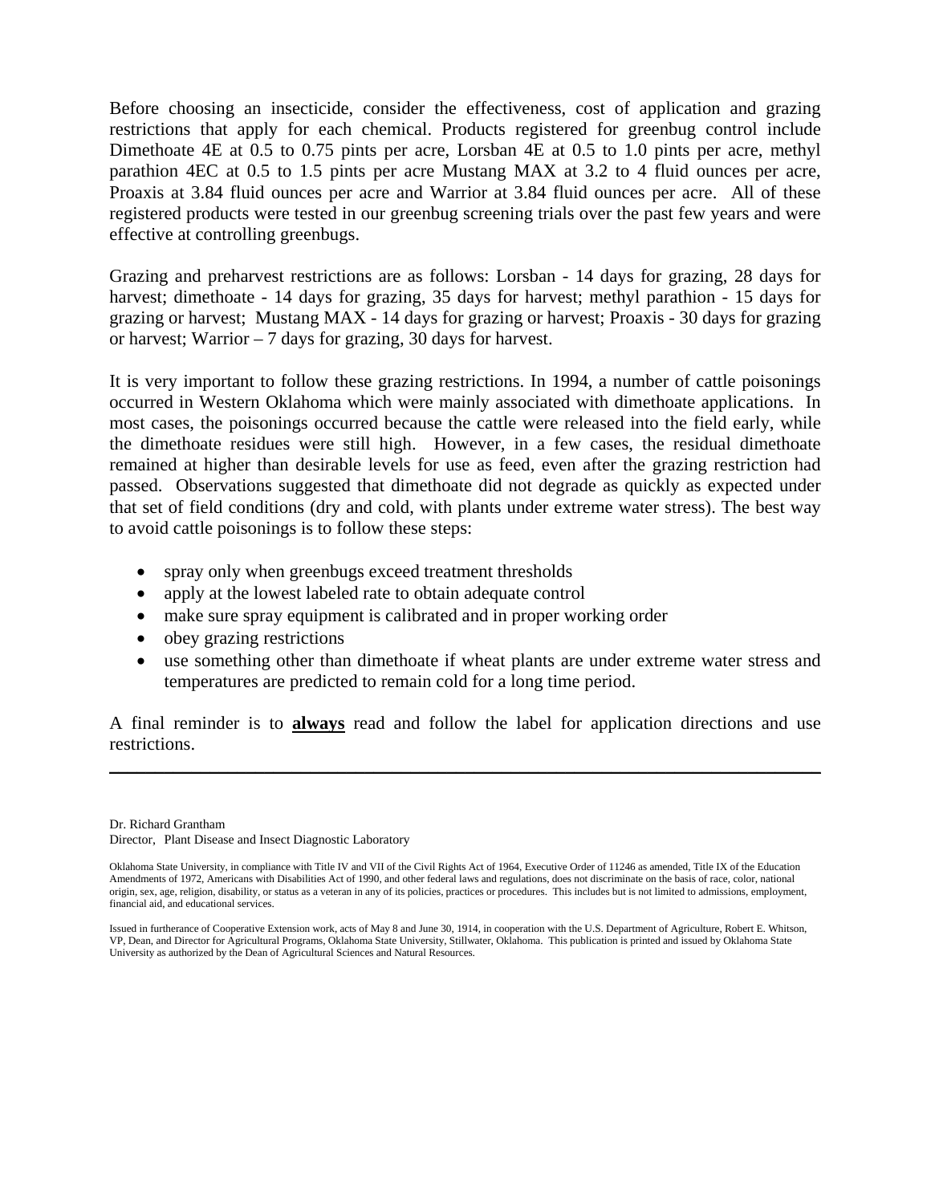Before choosing an insecticide, consider the effectiveness, cost of application and grazing restrictions that apply for each chemical. Products registered for greenbug control include Dimethoate 4E at 0.5 to 0.75 pints per acre, Lorsban 4E at 0.5 to 1.0 pints per acre, methyl parathion 4EC at 0.5 to 1.5 pints per acre Mustang MAX at 3.2 to 4 fluid ounces per acre, Proaxis at 3.84 fluid ounces per acre and Warrior at 3.84 fluid ounces per acre. All of these registered products were tested in our greenbug screening trials over the past few years and were effective at controlling greenbugs.

Grazing and preharvest restrictions are as follows: Lorsban - 14 days for grazing, 28 days for harvest; dimethoate - 14 days for grazing, 35 days for harvest; methyl parathion - 15 days for grazing or harvest; Mustang MAX - 14 days for grazing or harvest; Proaxis - 30 days for grazing or harvest; Warrior – 7 days for grazing, 30 days for harvest.

It is very important to follow these grazing restrictions. In 1994, a number of cattle poisonings occurred in Western Oklahoma which were mainly associated with dimethoate applications. In most cases, the poisonings occurred because the cattle were released into the field early, while the dimethoate residues were still high. However, in a few cases, the residual dimethoate remained at higher than desirable levels for use as feed, even after the grazing restriction had passed. Observations suggested that dimethoate did not degrade as quickly as expected under that set of field conditions (dry and cold, with plants under extreme water stress). The best way to avoid cattle poisonings is to follow these steps:

- spray only when greenbugs exceed treatment thresholds
- apply at the lowest labeled rate to obtain adequate control
- make sure spray equipment is calibrated and in proper working order
- obey grazing restrictions
- use something other than dimethoate if wheat plants are under extreme water stress and temperatures are predicted to remain cold for a long time period.

A final reminder is to **<u>always</u>** read and follow the label for application directions and use restrictions.

---

Dr. Richard Grantham
Director, Plant Disease and Insect Diagnostic Laboratory

Oklahoma State University, in compliance with Title IV and VII of the Civil Rights Act of 1964, Executive Order of 11246 as amended, Title IX of the Education Amendments of 1972, Americans with Disabilities Act of 1990, and other federal laws and regulations, does not discriminate on the basis of race, color, national origin, sex, age, religion, disability, or status as a veteran in any of its policies, practices or procedures. This includes but is not limited to admissions, employment, financial aid, and educational services.

Issued in furtherance of Cooperative Extension work, acts of May 8 and June 30, 1914, in cooperation with the U.S. Department of Agriculture, Robert E. Whitson, VP, Dean, and Director for Agricultural Programs, Oklahoma State University, Stillwater, Oklahoma. This publication is printed and issued by Oklahoma State University as authorized by the Dean of Agricultural Sciences and Natural Resources.